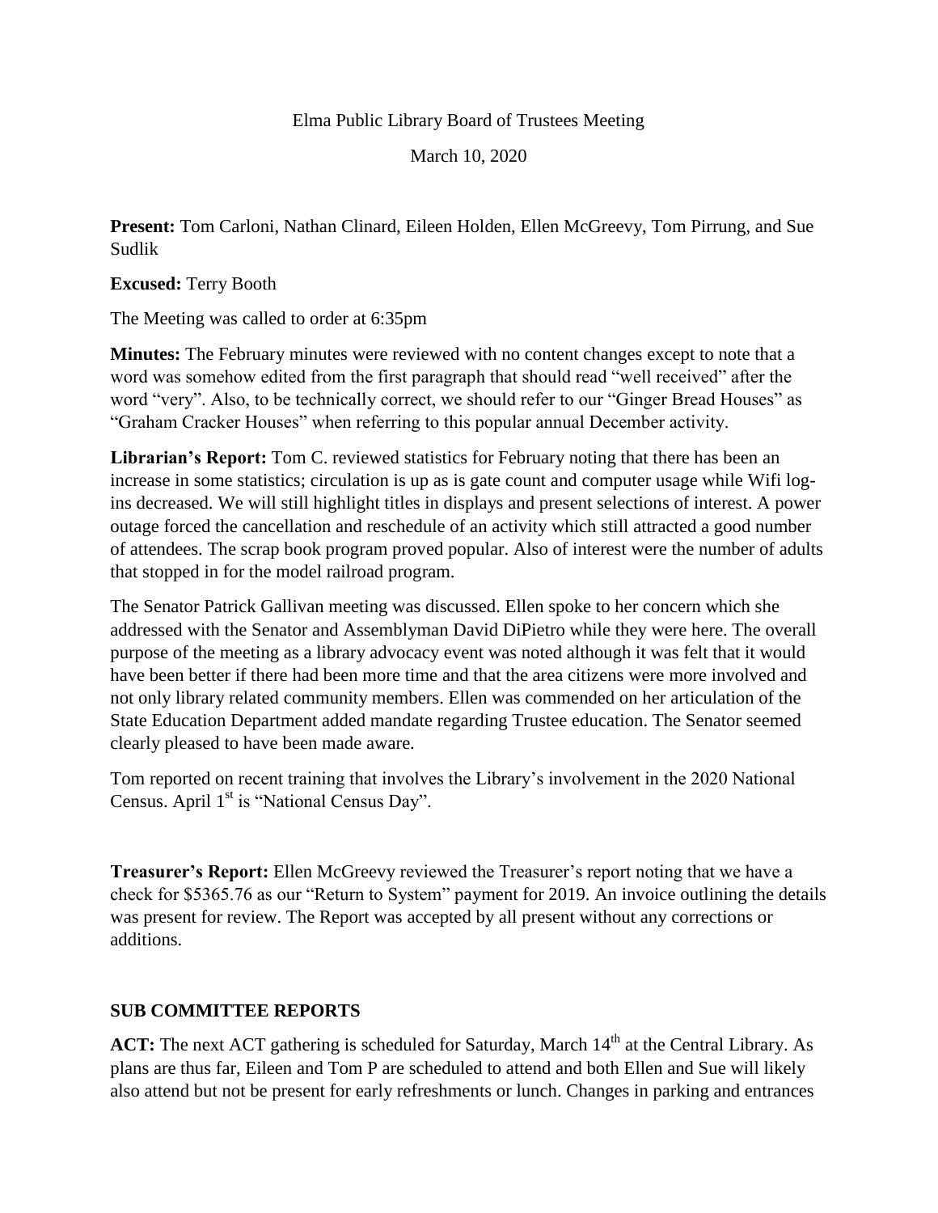Elma Public Library Board of Trustees Meeting

March 10, 2020

**Present:** Tom Carloni, Nathan Clinard, Eileen Holden, Ellen McGreevy, Tom Pirrung, and Sue Sudlik

**Excused:** Terry Booth

The Meeting was called to order at 6:35pm

**Minutes:** The February minutes were reviewed with no content changes except to note that a word was somehow edited from the first paragraph that should read "well received" after the word "very". Also, to be technically correct, we should refer to our "Ginger Bread Houses" as "Graham Cracker Houses" when referring to this popular annual December activity.

**Librarian's Report:** Tom C. reviewed statistics for February noting that there has been an increase in some statistics; circulation is up as is gate count and computer usage while Wifi log-ins decreased. We will still highlight titles in displays and present selections of interest. A power outage forced the cancellation and reschedule of an activity which still attracted a good number of attendees. The scrap book program proved popular. Also of interest were the number of adults that stopped in for the model railroad program.

The Senator Patrick Gallivan meeting was discussed. Ellen spoke to her concern which she addressed with the Senator and Assemblyman David DiPietro while they were here. The overall purpose of the meeting as a library advocacy event was noted although it was felt that it would have been better if there had been more time and that the area citizens were more involved and not only library related community members. Ellen was commended on her articulation of the State Education Department added mandate regarding Trustee education. The Senator seemed clearly pleased to have been made aware.

Tom reported on recent training that involves the Library's involvement in the 2020 National Census. April 1st is "National Census Day".

**Treasurer's Report:** Ellen McGreevy reviewed the Treasurer's report noting that we have a check for $5365.76 as our "Return to System" payment for 2019. An invoice outlining the details was present for review. The Report was accepted by all present without any corrections or additions.

## SUB COMMITTEE REPORTS

**ACT:** The next ACT gathering is scheduled for Saturday, March 14th at the Central Library. As plans are thus far, Eileen and Tom P are scheduled to attend and both Ellen and Sue will likely also attend but not be present for early refreshments or lunch. Changes in parking and entrances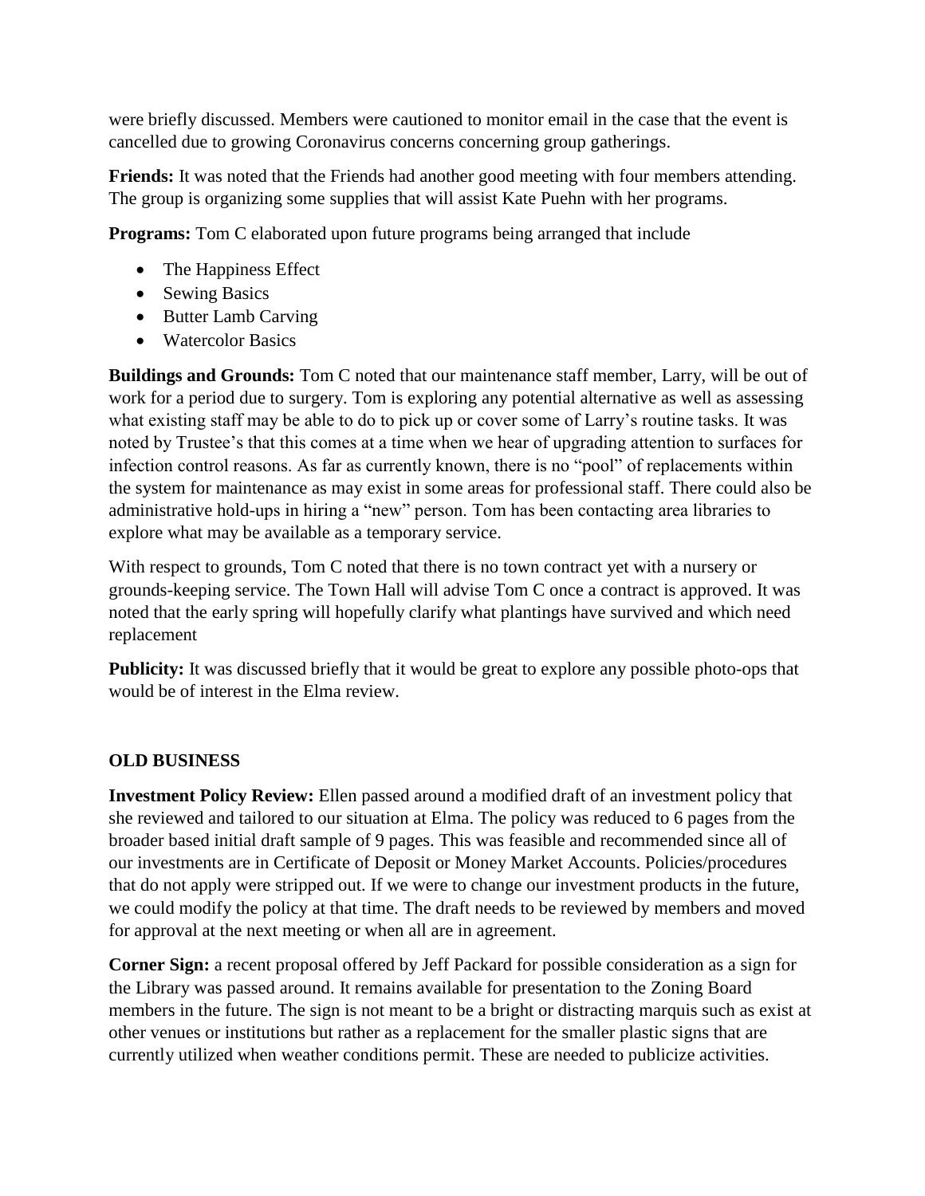were briefly discussed. Members were cautioned to monitor email in the case that the event is cancelled due to growing Coronavirus concerns concerning group gatherings.

**Friends:** It was noted that the Friends had another good meeting with four members attending. The group is organizing some supplies that will assist Kate Puehn with her programs.

**Programs:** Tom C elaborated upon future programs being arranged that include

- The Happiness Effect
- Sewing Basics
- Butter Lamb Carving
- Watercolor Basics

**Buildings and Grounds:** Tom C noted that our maintenance staff member, Larry, will be out of work for a period due to surgery. Tom is exploring any potential alternative as well as assessing what existing staff may be able to do to pick up or cover some of Larry's routine tasks. It was noted by Trustee's that this comes at a time when we hear of upgrading attention to surfaces for infection control reasons. As far as currently known, there is no "pool" of replacements within the system for maintenance as may exist in some areas for professional staff. There could also be administrative hold-ups in hiring a "new" person. Tom has been contacting area libraries to explore what may be available as a temporary service.

With respect to grounds, Tom C noted that there is no town contract yet with a nursery or grounds-keeping service. The Town Hall will advise Tom C once a contract is approved. It was noted that the early spring will hopefully clarify what plantings have survived and which need replacement

**Publicity:** It was discussed briefly that it would be great to explore any possible photo-ops that would be of interest in the Elma review.

**OLD BUSINESS**

**Investment Policy Review:** Ellen passed around a modified draft of an investment policy that she reviewed and tailored to our situation at Elma. The policy was reduced to 6 pages from the broader based initial draft sample of 9 pages. This was feasible and recommended since all of our investments are in Certificate of Deposit or Money Market Accounts. Policies/procedures that do not apply were stripped out. If we were to change our investment products in the future, we could modify the policy at that time. The draft needs to be reviewed by members and moved for approval at the next meeting or when all are in agreement.

**Corner Sign:** a recent proposal offered by Jeff Packard for possible consideration as a sign for the Library was passed around. It remains available for presentation to the Zoning Board members in the future. The sign is not meant to be a bright or distracting marquis such as exist at other venues or institutions but rather as a replacement for the smaller plastic signs that are currently utilized when weather conditions permit. These are needed to publicize activities.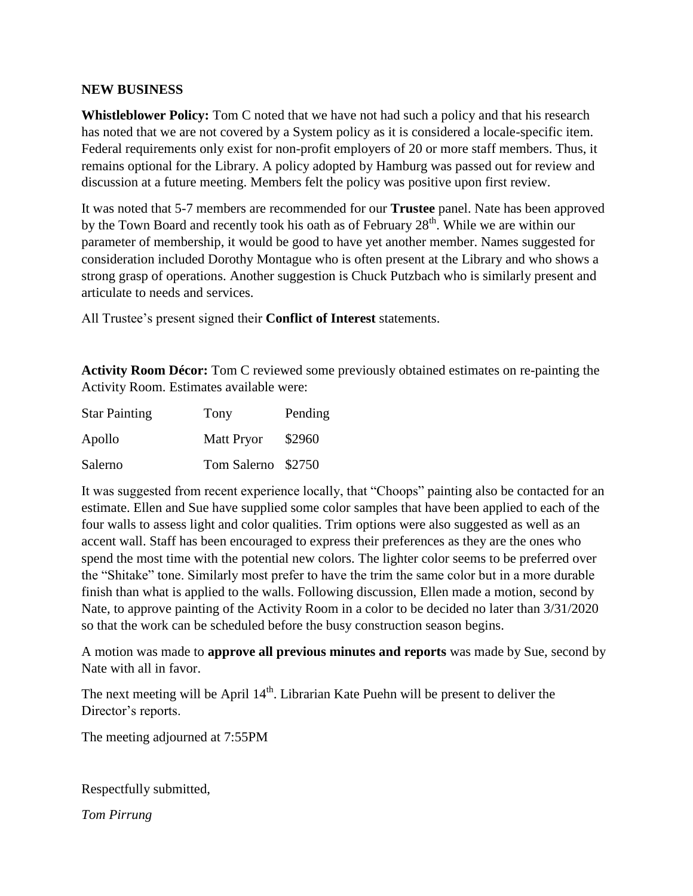**NEW BUSINESS**

**Whistleblower Policy:** Tom C noted that we have not had such a policy and that his research has noted that we are not covered by a System policy as it is considered a locale-specific item. Federal requirements only exist for non-profit employers of 20 or more staff members. Thus, it remains optional for the Library. A policy adopted by Hamburg was passed out for review and discussion at a future meeting. Members felt the policy was positive upon first review.

It was noted that 5-7 members are recommended for our **Trustee** panel. Nate has been approved by the Town Board and recently took his oath as of February 28th. While we are within our parameter of membership, it would be good to have yet another member. Names suggested for consideration included Dorothy Montague who is often present at the Library and who shows a strong grasp of operations. Another suggestion is Chuck Putzbach who is similarly present and articulate to needs and services.

All Trustee's present signed their **Conflict of Interest** statements.

**Activity Room Décor:** Tom C reviewed some previously obtained estimates on re-painting the Activity Room. Estimates available were:

| | | |
|---|---|---|
| Star Painting | Tony | Pending |
| Apollo | Matt Pryor | \$2960 |
| Salerno | Tom Salerno | \$2750 |

It was suggested from recent experience locally, that "Choops" painting also be contacted for an estimate. Ellen and Sue have supplied some color samples that have been applied to each of the four walls to assess light and color qualities. Trim options were also suggested as well as an accent wall. Staff has been encouraged to express their preferences as they are the ones who spend the most time with the potential new colors. The lighter color seems to be preferred over the "Shitake" tone. Similarly most prefer to have the trim the same color but in a more durable finish than what is applied to the walls. Following discussion, Ellen made a motion, second by Nate, to approve painting of the Activity Room in a color to be decided no later than 3/31/2020 so that the work can be scheduled before the busy construction season begins.

A motion was made to **approve all previous minutes and reports** was made by Sue, second by Nate with all in favor.

The next meeting will be April 14th. Librarian Kate Puehn will be present to deliver the Director's reports.

The meeting adjourned at 7:55PM

Respectfully submitted,

*Tom Pirrung*